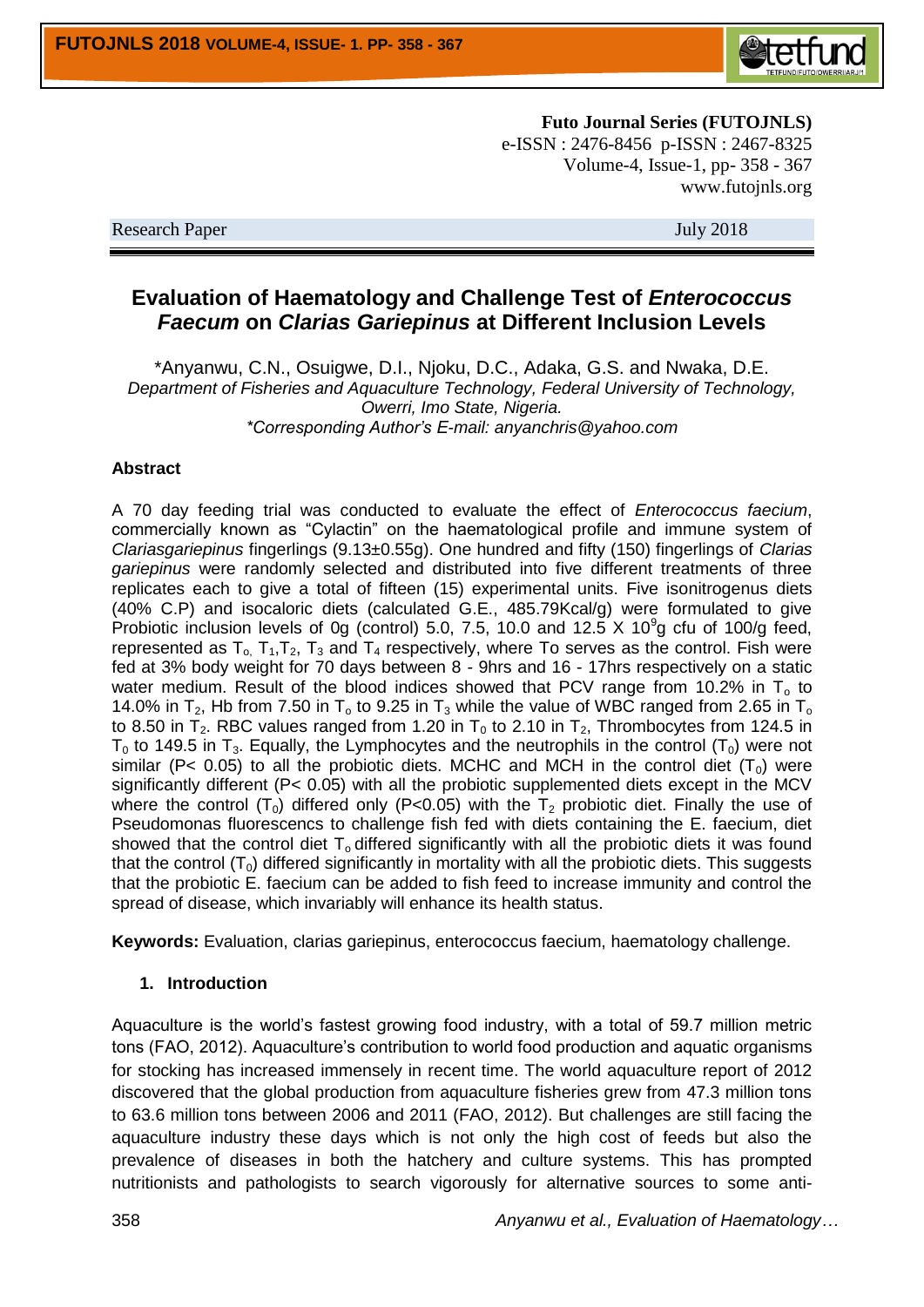**Futo Journal Series (FUTOJNLS)**
e-ISSN : 2476-8456 p-ISSN : 2467-8325
Volume-4, Issue-1, pp- 358 - 367
www.futojnls.org

Research Paper July 2018

# Evaluation of Haematology and Challenge Test of *Enterococcus Faecum* on *Clarias Gariepinus* at Different Inclusion Levels

\*Anyanwu, C.N., Osuigwe, D.I., Njoku, D.C., Adaka, G.S. and Nwaka, D.E.

*Department of Fisheries and Aquaculture Technology, Federal University of Technology, Owerri, Imo State, Nigeria.*

*\*Corresponding Author's E-mail: anyanchris@yahoo.com*

## Abstract

A 70 day feeding trial was conducted to evaluate the effect of *Enterococcus faecium*, commercially known as "Cylactin" on the haematological profile and immune system of *Clariasgariepinus* fingerlings (9.13±0.55g). One hundred and fifty (150) fingerlings of *Clarias gariepinus* were randomly selected and distributed into five different treatments of three replicates each to give a total of fifteen (15) experimental units. Five isonitrogenus diets (40% C.P) and isocaloric diets (calculated G.E., 485.79Kcal/g) were formulated to give Probiotic inclusion levels of 0g (control) 5.0, 7.5, 10.0 and 12.5 X $10^9$g cfu of 100/g feed, represented as $T_0$, $T_1$, $T_2$, $T_3$ and $T_4$ respectively, where To serves as the control. Fish were fed at 3% body weight for 70 days between 8 - 9hrs and 16 - 17hrs respectively on a static water medium. Result of the blood indices showed that PCV range from 10.2% in $T_o$ to 14.0% in $T_2$, Hb from 7.50 in $T_o$ to 9.25 in $T_3$ while the value of WBC ranged from 2.65 in $T_o$ to 8.50 in $T_2$. RBC values ranged from 1.20 in $T_0$ to 2.10 in $T_2$, Thrombocytes from 124.5 in $T_0$ to 149.5 in $T_3$. Equally, the Lymphocytes and the neutrophils in the control ($T_0$) were not similar ($P< 0.05$) to all the probiotic diets. MCHC and MCH in the control diet ($T_0$) were significantly different ($P< 0.05$) with all the probiotic supplemented diets except in the MCV where the control ($T_0$) differed only ($P<0.05$) with the $T_2$ probiotic diet. Finally the use of Pseudomonas fluorescencs to challenge fish fed with diets containing the E. faecium, diet showed that the control diet $T_o$ differed significantly with all the probiotic diets it was found that the control ($T_0$) differed significantly in mortality with all the probiotic diets. This suggests that the probiotic E. faecium can be added to fish feed to increase immunity and control the spread of disease, which invariably will enhance its health status.

**Keywords:** Evaluation, clarias gariepinus, enterococcus faecium, haematology challenge.

## 1. Introduction

Aquaculture is the world's fastest growing food industry, with a total of 59.7 million metric tons (FAO, 2012). Aquaculture's contribution to world food production and aquatic organisms for stocking has increased immensely in recent time. The world aquaculture report of 2012 discovered that the global production from aquaculture fisheries grew from 47.3 million tons to 63.6 million tons between 2006 and 2011 (FAO, 2012). But challenges are still facing the aquaculture industry these days which is not only the high cost of feeds but also the prevalence of diseases in both the hatchery and culture systems. This has prompted nutritionists and pathologists to search vigorously for alternative sources to some anti-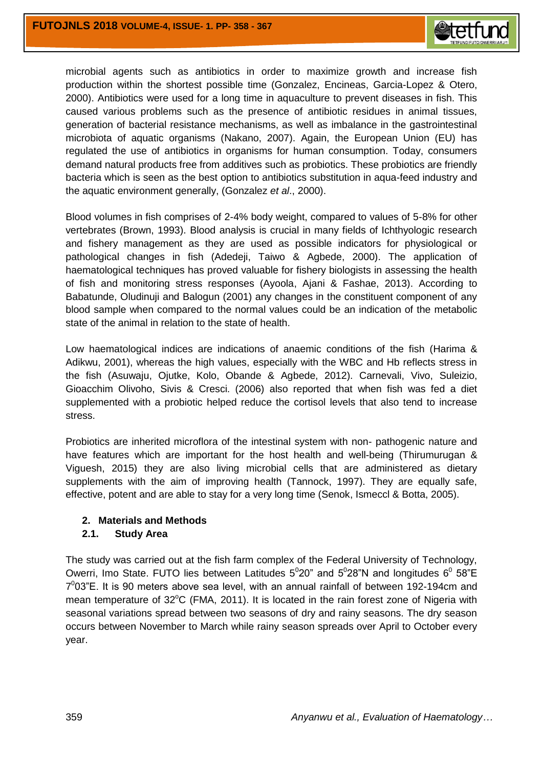microbial agents such as antibiotics in order to maximize growth and increase fish production within the shortest possible time (Gonzalez, Encineas, Garcia-Lopez & Otero, 2000). Antibiotics were used for a long time in aquaculture to prevent diseases in fish. This caused various problems such as the presence of antibiotic residues in animal tissues, generation of bacterial resistance mechanisms, as well as imbalance in the gastrointestinal microbiota of aquatic organisms (Nakano, 2007). Again, the European Union (EU) has regulated the use of antibiotics in organisms for human consumption. Today, consumers demand natural products free from additives such as probiotics. These probiotics are friendly bacteria which is seen as the best option to antibiotics substitution in aqua-feed industry and the aquatic environment generally, (Gonzalez *et al*., 2000).

Blood volumes in fish comprises of 2-4% body weight, compared to values of 5-8% for other vertebrates (Brown, 1993). Blood analysis is crucial in many fields of Ichthyologic research and fishery management as they are used as possible indicators for physiological or pathological changes in fish (Adedeji, Taiwo & Agbede, 2000). The application of haematological techniques has proved valuable for fishery biologists in assessing the health of fish and monitoring stress responses (Ayoola, Ajani & Fashae, 2013). According to Babatunde, Oludinuji and Balogun (2001) any changes in the constituent component of any blood sample when compared to the normal values could be an indication of the metabolic state of the animal in relation to the state of health.

Low haematological indices are indications of anaemic conditions of the fish (Harima & Adikwu, 2001), whereas the high values, especially with the WBC and Hb reflects stress in the fish (Asuwaju, Ojutke, Kolo, Obande & Agbede, 2012). Carnevali, Vivo, Suleizio, Gioacchim Olivoho, Sivis & Cresci. (2006) also reported that when fish was fed a diet supplemented with a probiotic helped reduce the cortisol levels that also tend to increase stress.

Probiotics are inherited microflora of the intestinal system with non- pathogenic nature and have features which are important for the host health and well-being (Thirumurugan & Viguesh, 2015) they are also living microbial cells that are administered as dietary supplements with the aim of improving health (Tannock, 1997). They are equally safe, effective, potent and are able to stay for a very long time (Senok, Ismeccl & Botta, 2005).

## 2. Materials and Methods

### 2.1. Study Area

The study was carried out at the fish farm complex of the Federal University of Technology, Owerri, Imo State. FUTO lies between Latitudes $5^{0}20"$ and $5^{0}28"$N and longitudes $6^{0}$ 58"E $7^{0}03"$E. It is 90 meters above sea level, with an annual rainfall of between 192-194cm and mean temperature of $32^{o}$C (FMA, 2011). It is located in the rain forest zone of Nigeria with seasonal variations spread between two seasons of dry and rainy seasons. The dry season occurs between November to March while rainy season spreads over April to October every year.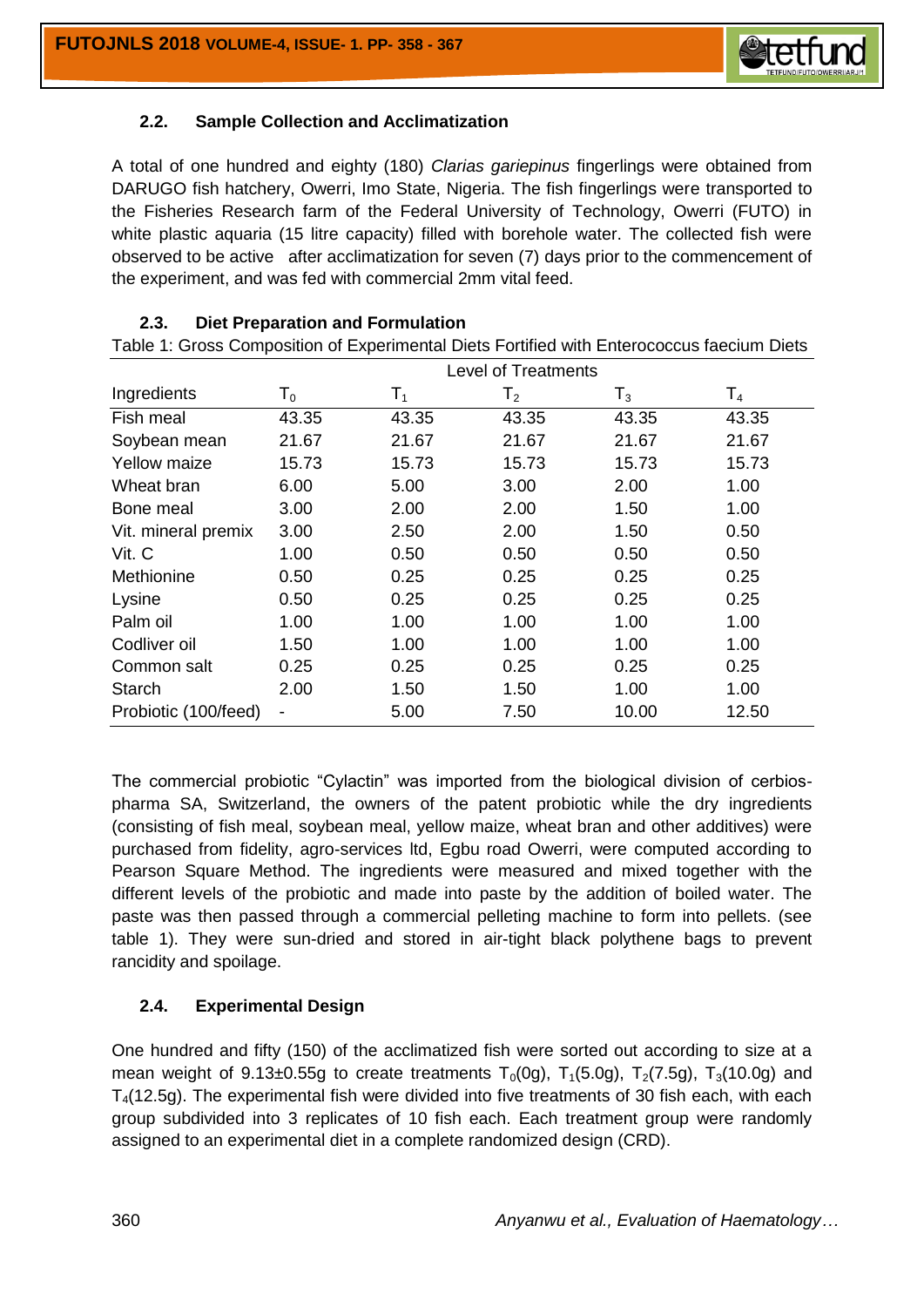### 2.2. Sample Collection and Acclimatization

A total of one hundred and eighty (180) *Clarias gariepinus* fingerlings were obtained from DARUGO fish hatchery, Owerri, Imo State, Nigeria. The fish fingerlings were transported to the Fisheries Research farm of the Federal University of Technology, Owerri (FUTO) in white plastic aquaria (15 litre capacity) filled with borehole water. The collected fish were observed to be active after acclimatization for seven (7) days prior to the commencement of the experiment, and was fed with commercial 2mm vital feed.

### 2.3. Diet Preparation and Formulation

Table 1: Gross Composition of Experimental Diets Fortified with Enterococcus faecium Diets

| | Level of Treatments | | | | |
|---|---|---|---|---|---|
| Ingredients | $T_0$ | $T_1$ | $T_2$ | $T_3$ | $T_4$ |
| Fish meal | 43.35 | 43.35 | 43.35 | 43.35 | 43.35 |
| Soybean mean | 21.67 | 21.67 | 21.67 | 21.67 | 21.67 |
| Yellow maize | 15.73 | 15.73 | 15.73 | 15.73 | 15.73 |
| Wheat bran | 6.00 | 5.00 | 3.00 | 2.00 | 1.00 |
| Bone meal | 3.00 | 2.00 | 2.00 | 1.50 | 1.00 |
| Vit. mineral premix | 3.00 | 2.50 | 2.00 | 1.50 | 0.50 |
| Vit. C | 1.00 | 0.50 | 0.50 | 0.50 | 0.50 |
| Methionine | 0.50 | 0.25 | 0.25 | 0.25 | 0.25 |
| Lysine | 0.50 | 0.25 | 0.25 | 0.25 | 0.25 |
| Palm oil | 1.00 | 1.00 | 1.00 | 1.00 | 1.00 |
| Codliver oil | 1.50 | 1.00 | 1.00 | 1.00 | 1.00 |
| Common salt | 0.25 | 0.25 | 0.25 | 0.25 | 0.25 |
| Starch | 2.00 | 1.50 | 1.50 | 1.00 | 1.00 |
| Probiotic (100/feed) | - | 5.00 | 7.50 | 10.00 | 12.50 |

The commercial probiotic "Cylactin" was imported from the biological division of cerbios-pharma SA, Switzerland, the owners of the patent probiotic while the dry ingredients (consisting of fish meal, soybean meal, yellow maize, wheat bran and other additives) were purchased from fidelity, agro-services ltd, Egbu road Owerri, were computed according to Pearson Square Method. The ingredients were measured and mixed together with the different levels of the probiotic and made into paste by the addition of boiled water. The paste was then passed through a commercial pelleting machine to form into pellets. (see table 1). They were sun-dried and stored in air-tight black polythene bags to prevent rancidity and spoilage.

### 2.4. Experimental Design

One hundred and fifty (150) of the acclimatized fish were sorted out according to size at a mean weight of 9.13±0.55g to create treatments $T_0$(0g), $T_1$(5.0g), $T_2$(7.5g), $T_3$(10.0g) and $T_4$(12.5g). The experimental fish were divided into five treatments of 30 fish each, with each group subdivided into 3 replicates of 10 fish each. Each treatment group were randomly assigned to an experimental diet in a complete randomized design (CRD).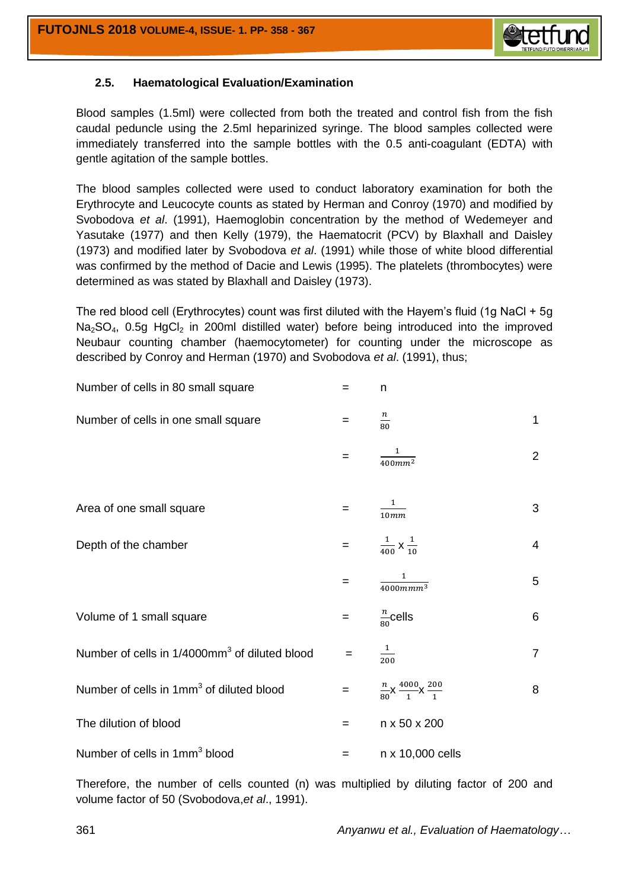### 2.5. Haematological Evaluation/Examination

Blood samples (1.5ml) were collected from both the treated and control fish from the fish caudal peduncle using the 2.5ml heparinized syringe. The blood samples collected were immediately transferred into the sample bottles with the 0.5 anti-coagulant (EDTA) with gentle agitation of the sample bottles.

The blood samples collected were used to conduct laboratory examination for both the Erythrocyte and Leucocyte counts as stated by Herman and Conroy (1970) and modified by Svobodova *et al*. (1991), Haemoglobin concentration by the method of Wedemeyer and Yasutake (1977) and then Kelly (1979), the Haematocrit (PCV) by Blaxhall and Daisley (1973) and modified later by Svobodova *et al*. (1991) while those of white blood differential was confirmed by the method of Dacie and Lewis (1995). The platelets (thrombocytes) were determined as was stated by Blaxhall and Daisley (1973).

The red blood cell (Erythrocytes) count was first diluted with the Hayem's fluid (1g NaCl + 5g $Na_2SO_4$, 0.5g $HgCl_2$ in 200ml distilled water) before being introduced into the improved Neubaur counting chamber (haemocytometer) for counting under the microscope as described by Conroy and Herman (1970) and Svobodova *et al*. (1991), thus;

| | | | |
|---|---|---|---|
| Number of cells in 80 small square | = | $n$ | |
| Number of cells in one small square | = | $\frac{n}{80}$ | 1 |
| | = | $\frac{1}{400mm^2}$ | 2 |
| Area of one small square | = | $\frac{1}{10mm}$ | 3 |
| Depth of the chamber | = | $\frac{1}{400} \times \frac{1}{10}$ | 4 |
| | = | $\frac{1}{4000mmm^3}$ | 5 |
| Volume of 1 small square | = | $\frac{n}{80}$cells | 6 |
| Number of cells in 1/4000mm$^3$ of diluted blood | = | $\frac{1}{200}$ | 7 |
| Number of cells in 1mm$^3$ of diluted blood | = | $\frac{n}{80} \times \frac{4000}{1} \times \frac{200}{1}$ | 8 |
| The dilution of blood | = | n x 50 x 200 | |
| Number of cells in 1mm$^3$ blood | = | n x 10,000 cells | |

Therefore, the number of cells counted (n) was multiplied by diluting factor of 200 and volume factor of 50 (Svobodova,*et al*., 1991).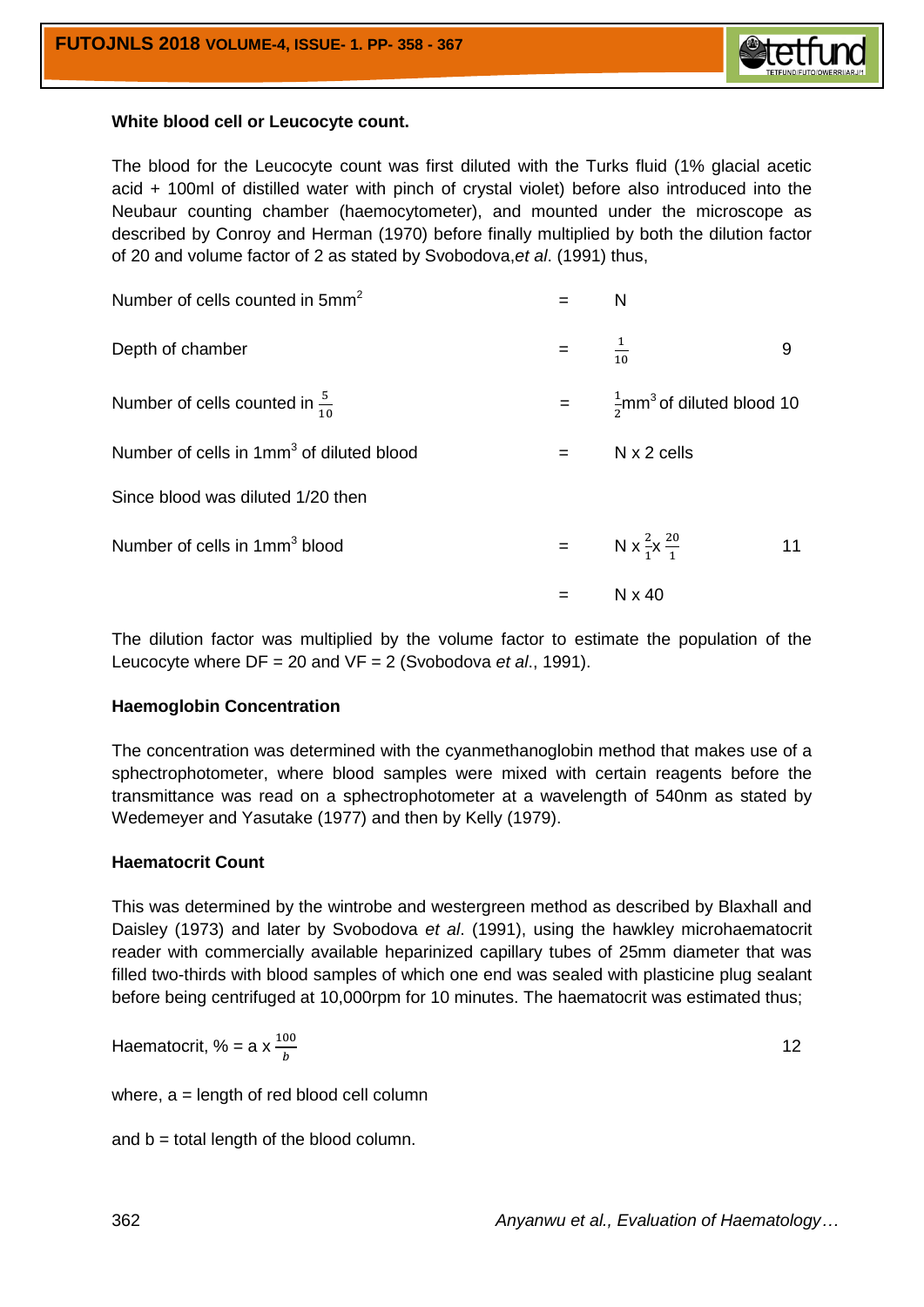**White blood cell or Leucocyte count.**

The blood for the Leucocyte count was first diluted with the Turks fluid (1% glacial acetic acid + 100ml of distilled water with pinch of crystal violet) before also introduced into the Neubaur counting chamber (haemocytometer), and mounted under the microscope as described by Conroy and Herman (1970) before finally multiplied by both the dilution factor of 20 and volume factor of 2 as stated by Svobodova,*et al*. (1991) thus,

Number of cells counted in 5mm$^2$ = N

Depth of chamber = $\frac{1}{10}$ 9

Number of cells counted in $\frac{5}{10}$ = $\frac{1}{2}$mm$^3$ of diluted blood 10

Number of cells in 1mm$^3$ of diluted blood = N x 2 cells

Since blood was diluted 1/20 then

Number of cells in 1mm$^3$ blood = $N \times \frac{2}{1} \times \frac{20}{1}$ 11

= N x 40

The dilution factor was multiplied by the volume factor to estimate the population of the Leucocyte where DF = 20 and VF = 2 (Svobodova *et al*., 1991).

**Haemoglobin Concentration**

The concentration was determined with the cyanmethanoglobin method that makes use of a sphectrophotometer, where blood samples were mixed with certain reagents before the transmittance was read on a sphectrophotometer at a wavelength of 540nm as stated by Wedemeyer and Yasutake (1977) and then by Kelly (1979).

**Haematocrit Count**

This was determined by the wintrobe and westergreen method as described by Blaxhall and Daisley (1973) and later by Svobodova *et al*. (1991), using the hawkley microhaematocrit reader with commercially available heparinized capillary tubes of 25mm diameter that was filled two-thirds with blood samples of which one end was sealed with plasticine plug sealant before being centrifuged at 10,000rpm for 10 minutes. The haematocrit was estimated thus;

Haematocrit, % = $a \times \frac{100}{b}$ 12

where, a = length of red blood cell column

and b = total length of the blood column.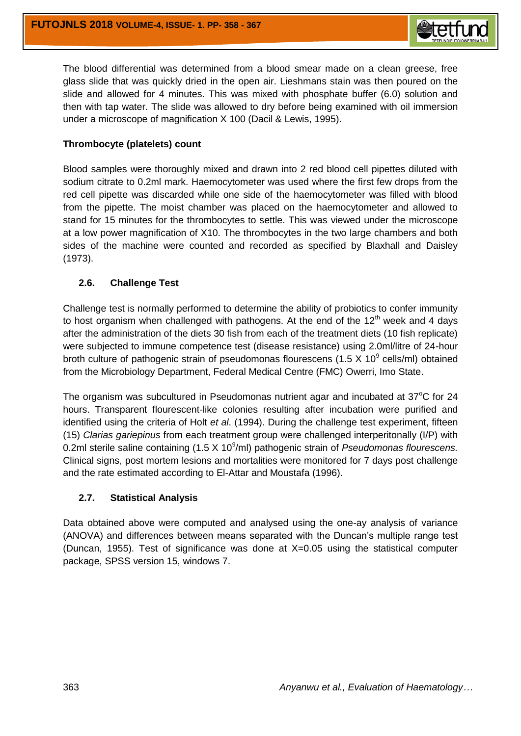The blood differential was determined from a blood smear made on a clean greese, free glass slide that was quickly dried in the open air. Lieshmans stain was then poured on the slide and allowed for 4 minutes. This was mixed with phosphate buffer (6.0) solution and then with tap water. The slide was allowed to dry before being examined with oil immersion under a microscope of magnification X 100 (Dacil & Lewis, 1995).

**Thrombocyte (platelets) count**

Blood samples were thoroughly mixed and drawn into 2 red blood cell pipettes diluted with sodium citrate to 0.2ml mark. Haemocytometer was used where the first few drops from the red cell pipette was discarded while one side of the haemocytometer was filled with blood from the pipette. The moist chamber was placed on the haemocytometer and allowed to stand for 15 minutes for the thrombocytes to settle. This was viewed under the microscope at a low power magnification of X10. The thrombocytes in the two large chambers and both sides of the machine were counted and recorded as specified by Blaxhall and Daisley (1973).

### 2.6. Challenge Test

Challenge test is normally performed to determine the ability of probiotics to confer immunity to host organism when challenged with pathogens. At the end of the $12^{th}$ week and 4 days after the administration of the diets 30 fish from each of the treatment diets (10 fish replicate) were subjected to immune competence test (disease resistance) using 2.0ml/litre of 24-hour broth culture of pathogenic strain of pseudomonas flourescens ($1.5 \times 10^9$ cells/ml) obtained from the Microbiology Department, Federal Medical Centre (FMC) Owerri, Imo State.

The organism was subcultured in Pseudomonas nutrient agar and incubated at $37^oC$ for 24 hours. Transparent flourescent-like colonies resulting after incubation were purified and identified using the criteria of Holt *et al*. (1994). During the challenge test experiment, fifteen (15) *Clarias gariepinus* from each treatment group were challenged interperitonally (I/P) with 0.2ml sterile saline containing ($1.5 \times 10^9$/ml) pathogenic strain of *Pseudomonas flourescens.* Clinical signs, post mortem lesions and mortalities were monitored for 7 days post challenge and the rate estimated according to El-Attar and Moustafa (1996).

### 2.7. Statistical Analysis

Data obtained above were computed and analysed using the one-ay analysis of variance (ANOVA) and differences between means separated with the Duncan's multiple range test (Duncan, 1955). Test of significance was done at X=0.05 using the statistical computer package, SPSS version 15, windows 7.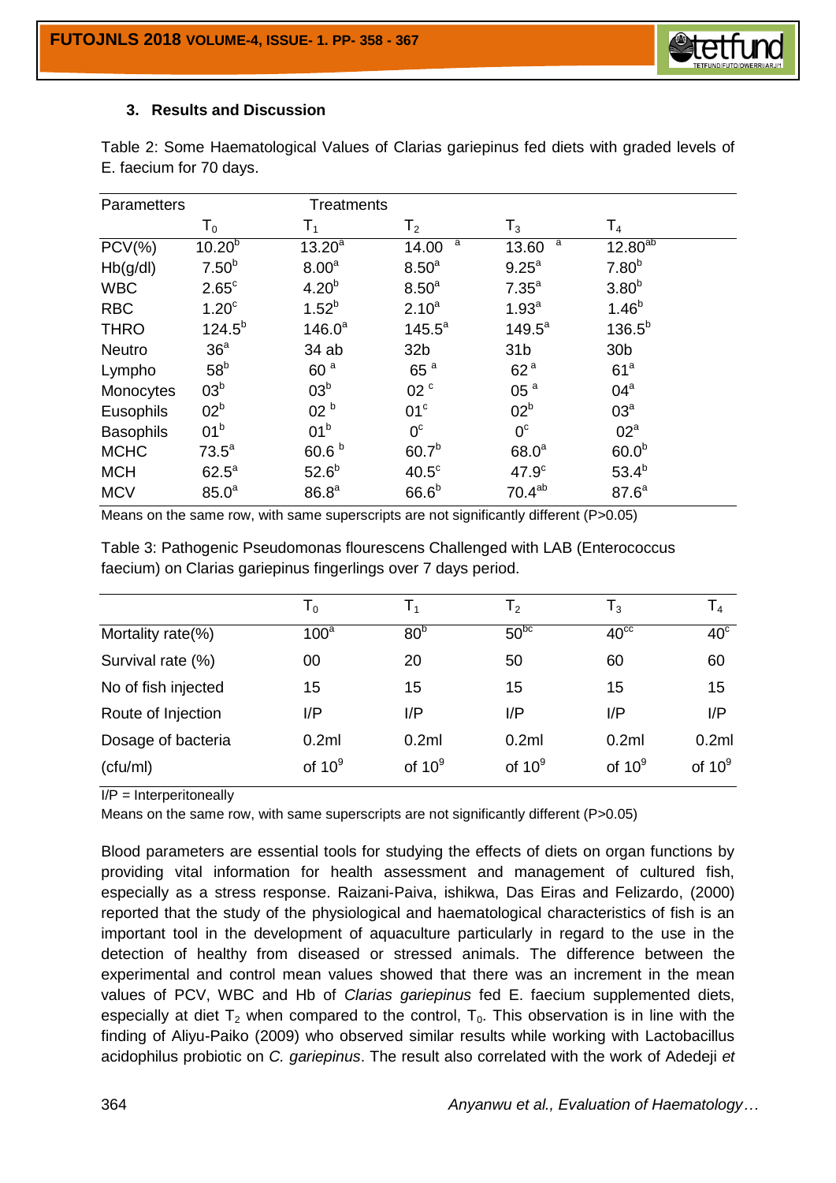### 3. Results and Discussion

Table 2: Some Haematological Values of Clarias gariepinus fed diets with graded levels of E. faecium for 70 days.

| Parametters | Treatments | | | | |
|---|---|---|---|---|---|
| | $T_0$ | $T_1$ | $T_2$ | $T_3$ | $T_4$ |
| PCV(%) | $10.20^b$ | $13.20^a$ | $14.00^a$ | $13.60^a$ | $12.80^{ab}$ |
| Hb(g/dl) | $7.50^b$ | $8.00^a$ | $8.50^a$ | $9.25^a$ | $7.80^b$ |
| WBC | $2.65^c$ | $4.20^b$ | $8.50^a$ | $7.35^a$ | $3.80^b$ |
| RBC | $1.20^c$ | $1.52^b$ | $2.10^a$ | $1.93^a$ | $1.46^b$ |
| THRO | $124.5^b$ | $146.0^a$ | $145.5^a$ | $149.5^a$ | $136.5^b$ |
| Neutro | $36^a$ | 34 ab | 32b | 31b | 30b |
| Lympho | $58^b$ | $60^a$ | $65^a$ | $62^a$ | $61^a$ |
| Monocytes | $03^b$ | $03^b$ | $02^c$ | $05^a$ | $04^a$ |
| Eusophils | $02^b$ | $02^b$ | $01^c$ | $02^b$ | $03^a$ |
| Basophils | $01^b$ | $01^b$ | $0^c$ | $0^c$ | $02^a$ |
| MCHC | $73.5^a$ | $60.6^b$ | $60.7^b$ | $68.0^a$ | $60.0^b$ |
| MCH | $62.5^a$ | $52.6^b$ | $40.5^c$ | $47.9^c$ | $53.4^b$ |
| MCV | $85.0^a$ | $86.8^a$ | $66.6^b$ | $70.4^{ab}$ | $87.6^a$ |

Means on the same row, with same superscripts are not significantly different (P>0.05)

Table 3: Pathogenic Pseudomonas flourescens Challenged with LAB (Enterococcus faecium) on Clarias gariepinus fingerlings over 7 days period.

| | $T_0$ | $T_1$ | $T_2$ | $T_3$ | $T_4$ |
|---|---|---|---|---|---|
| Mortality rate(%) | $100^a$ | $80^b$ | $50^{bc}$ | $40^{cc}$ | $40^c$ |
| Survival rate (%) | 00 | 20 | 50 | 60 | 60 |
| No of fish injected | 15 | 15 | 15 | 15 | 15 |
| Route of Injection | I/P | I/P | I/P | I/P | I/P |
| Dosage of bacteria | 0.2ml | 0.2ml | 0.2ml | 0.2ml | 0.2ml |
| (cfu/ml) | of $10^9$ | of $10^9$ | of $10^9$ | of $10^9$ | of $10^9$ |

I/P = Interperitoneally

Means on the same row, with same superscripts are not significantly different (P>0.05)

Blood parameters are essential tools for studying the effects of diets on organ functions by providing vital information for health assessment and management of cultured fish, especially as a stress response. Raizani-Paiva, ishikwa, Das Eiras and Felizardo, (2000) reported that the study of the physiological and haematological characteristics of fish is an important tool in the development of aquaculture particularly in regard to the use in the detection of healthy from diseased or stressed animals. The difference between the experimental and control mean values showed that there was an increment in the mean values of PCV, WBC and Hb of *Clarias gariepinus* fed E. faecium supplemented diets, especially at diet $T_2$ when compared to the control, $T_0$. This observation is in line with the finding of Aliyu-Paiko (2009) who observed similar results while working with Lactobacillus acidophilus probiotic on *C. gariepinus*. The result also correlated with the work of Adedeji *et*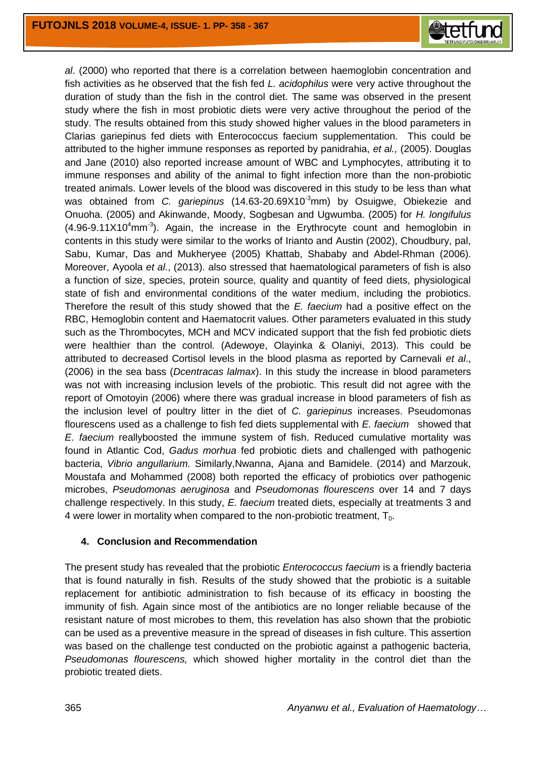*al*. (2000) who reported that there is a correlation between haemoglobin concentration and fish activities as he observed that the fish fed *L. acidophilus* were very active throughout the duration of study than the fish in the control diet. The same was observed in the present study where the fish in most probiotic diets were very active throughout the period of the study. The results obtained from this study showed higher values in the blood parameters in Clarias gariepinus fed diets with Enterococcus faecium supplementation. This could be attributed to the higher immune responses as reported by panidrahia, *et al.,* (2005). Douglas and Jane (2010) also reported increase amount of WBC and Lymphocytes, attributing it to immune responses and ability of the animal to fight infection more than the non-probiotic treated animals. Lower levels of the blood was discovered in this study to be less than what was obtained from *C. gariepinus* (14.63-20.69X10$^{-3}$mm) by Osuigwe, Obiekezie and Onuoha. (2005) and Akinwande, Moody, Sogbesan and Ugwumba. (2005) for *H. longifulus* (4.96-9.11X10$^{4}$mm$^{-3}$). Again, the increase in the Erythrocyte count and hemoglobin in contents in this study were similar to the works of Irianto and Austin (2002), Choudbury, pal, Sabu, Kumar, Das and Mukheryee (2005) Khattab, Shababy and Abdel-Rhman (2006). Moreover, Ayoola *et al*., (2013). also stressed that haematological parameters of fish is also a function of size, species, protein source, quality and quantity of feed diets, physiological state of fish and environmental conditions of the water medium, including the probiotics. Therefore the result of this study showed that the *E. faecium* had a positive effect on the RBC, Hemoglobin content and Haematocrit values. Other parameters evaluated in this study such as the Thrombocytes, MCH and MCV indicated support that the fish fed probiotic diets were healthier than the control. (Adewoye, Olayinka & Olaniyi, 2013). This could be attributed to decreased Cortisol levels in the blood plasma as reported by Carnevali *et al*., (2006) in the sea bass (*Dcentracas lalmax*). In this study the increase in blood parameters was not with increasing inclusion levels of the probiotic. This result did not agree with the report of Omotoyin (2006) where there was gradual increase in blood parameters of fish as the inclusion level of poultry litter in the diet of *C. gariepinus* increases. Pseudomonas flourescens used as a challenge to fish fed diets supplemental with *E. faecium* showed that *E*. *faecium* reallyboosted the immune system of fish. Reduced cumulative mortality was found in Atlantic Cod, *Gadus morhua* fed probiotic diets and challenged with pathogenic bacteria, *Vibrio angullarium.* Similarly,Nwanna, Ajana and Bamidele. (2014) and Marzouk, Moustafa and Mohammed (2008) both reported the efficacy of probiotics over pathogenic microbes, *Pseudomonas aeruginosa* and *Pseudomonas flourescens* over 14 and 7 days challenge respectively. In this study, *E. faecium* treated diets, especially at treatments 3 and 4 were lower in mortality when compared to the non-probiotic treatment, $T_0$.

## 4. Conclusion and Recommendation

The present study has revealed that the probiotic *Enterococcus faecium* is a friendly bacteria that is found naturally in fish. Results of the study showed that the probiotic is a suitable replacement for antibiotic administration to fish because of its efficacy in boosting the immunity of fish. Again since most of the antibiotics are no longer reliable because of the resistant nature of most microbes to them, this revelation has also shown that the probiotic can be used as a preventive measure in the spread of diseases in fish culture. This assertion was based on the challenge test conducted on the probiotic against a pathogenic bacteria, *Pseudomonas flourescens,* which showed higher mortality in the control diet than the probiotic treated diets.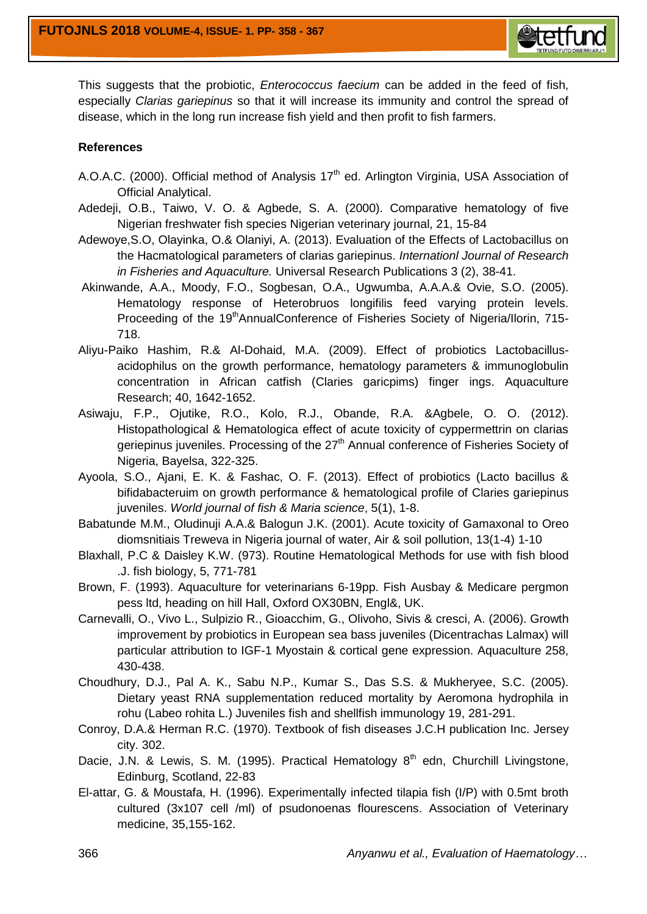This suggests that the probiotic, *Enterococcus faecium* can be added in the feed of fish, especially *Clarias gariepinus* so that it will increase its immunity and control the spread of disease, which in the long run increase fish yield and then profit to fish farmers.

**References**

A.O.A.C. (2000). Official method of Analysis 17th ed. Arlington Virginia, USA Association of Official Analytical.

Adedeji, O.B., Taiwo, V. O. & Agbede, S. A. (2000). Comparative hematology of five Nigerian freshwater fish species Nigerian veterinary journal, 21, 15-84

Adewoye,S.O, Olayinka, O.& Olaniyi, A. (2013). Evaluation of the Effects of Lactobacillus on the Hacmatological parameters of clarias gariepinus. *Internationl Journal of Research in Fisheries and Aquaculture.* Universal Research Publications 3 (2), 38-41.

Akinwande, A.A., Moody, F.O., Sogbesan, O.A., Ugwumba, A.A.A.& Ovie, S.O. (2005). Hematology response of Heterobruos longifilis feed varying protein levels. Proceeding of the 19thAnnualConference of Fisheries Society of Nigeria/Ilorin, 715-718.

Aliyu-Paiko Hashim, R.& Al-Dohaid, M.A. (2009). Effect of probiotics Lactobacillus-acidophilus on the growth performance, hematology parameters & immunoglobulin concentration in African catfish (Claries garicpims) finger ings. Aquaculture Research; 40, 1642-1652.

Asiwaju, F.P., Ojutike, R.O., Kolo, R.J., Obande, R.A. &Agbele, O. O. (2012). Histopathological & Hematologica effect of acute toxicity of cyppermettrin on clarias geriepinus juveniles. Processing of the 27th Annual conference of Fisheries Society of Nigeria, Bayelsa, 322-325.

Ayoola, S.O., Ajani, E. K. & Fashac, O. F. (2013). Effect of probiotics (Lacto bacillus & bifidabacteruim on growth performance & hematological profile of Claries gariepinus juveniles. *World journal of fish & Maria science*, 5(1), 1-8.

Babatunde M.M., Oludinuji A.A.& Balogun J.K. (2001). Acute toxicity of Gamaxonal to Oreo diomsnitiais Treweva in Nigeria journal of water, Air & soil pollution, 13(1-4) 1-10

Blaxhall, P.C & Daisley K.W. (973). Routine Hematological Methods for use with fish blood .J. fish biology, 5, 771-781

Brown, F. (1993). Aquaculture for veterinarians 6-19pp. Fish Ausbay & Medicare pergmon pess ltd, heading on hill Hall, Oxford OX30BN, Engl&, UK.

Carnevalli, O., Vivo L., Sulpizio R., Gioacchim, G., Olivoho, Sivis & cresci, A. (2006). Growth improvement by probiotics in European sea bass juveniles (Dicentrachas Lalmax) will particular attribution to IGF-1 Myostain & cortical gene expression. Aquaculture 258, 430-438.

Choudhury, D.J., Pal A. K., Sabu N.P., Kumar S., Das S.S. & Mukheryee, S.C. (2005). Dietary yeast RNA supplementation reduced mortality by Aeromona hydrophila in rohu (Labeo rohita L.) Juveniles fish and shellfish immunology 19, 281-291.

Conroy, D.A.& Herman R.C. (1970). Textbook of fish diseases J.C.H publication Inc. Jersey city. 302.

Dacie, J.N. & Lewis, S. M. (1995). Practical Hematology 8th edn, Churchill Livingstone, Edinburg, Scotland, 22-83

El-attar, G. & Moustafa, H. (1996). Experimentally infected tilapia fish (I/P) with 0.5mt broth cultured (3x107 cell /ml) of psudonoenas flourescens. Association of Veterinary medicine, 35,155-162.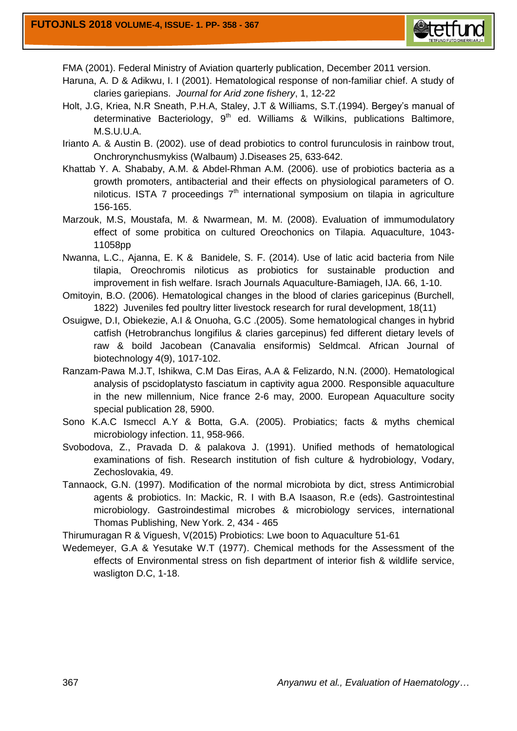FMA (2001). Federal Ministry of Aviation quarterly publication, December 2011 version.

Haruna, A. D & Adikwu, I. I (2001). Hematological response of non-familiar chief. A study of claries gariepians. *Journal for Arid zone fishery*, 1, 12-22

Holt, J.G, Kriea, N.R Sneath, P.H.A, Staley, J.T & Williams, S.T.(1994). Bergey's manual of determinative Bacteriology, 9th ed. Williams & Wilkins, publications Baltimore, M.S.U.U.A.

Irianto A. & Austin B. (2002). use of dead probiotics to control furunculosis in rainbow trout, Onchrorynchusmykiss (Walbaum) J.Diseases 25, 633-642.

Khattab Y. A. Shababy, A.M. & Abdel-Rhman A.M. (2006). use of probiotics bacteria as a growth promoters, antibacterial and their effects on physiological parameters of O. niloticus. ISTA 7 proceedings 7th international symposium on tilapia in agriculture 156-165.

Marzouk, M.S, Moustafa, M. & Nwarmean, M. M. (2008). Evaluation of immumodulatory effect of some probitica on cultured Oreochonics on Tilapia. Aquaculture, 1043-11058pp

Nwanna, L.C., Ajanna, E. K & Banidele, S. F. (2014). Use of latic acid bacteria from Nile tilapia, Oreochromis niloticus as probiotics for sustainable production and improvement in fish welfare. Israch Journals Aquaculture-Bamiageh, IJA. 66, 1-10.

Omitoyin, B.O. (2006). Hematological changes in the blood of claries garicepinus (Burchell, 1822) Juveniles fed poultry litter livestock research for rural development, 18(11)

Osuigwe, D.I, Obiekezie, A.I & Onuoha, G.C .(2005). Some hematological changes in hybrid catfish (Hetrobranchus longifilus & claries garcepinus) fed different dietary levels of raw & boild Jacobean (Canavalia ensiformis) Seldmcal. African Journal of biotechnology 4(9), 1017-102.

Ranzam-Pawa M.J.T, Ishikwa, C.M Das Eiras, A.A & Felizardo, N.N. (2000). Hematological analysis of pscidoplatysto fasciatum in captivity agua 2000. Responsible aquaculture in the new millennium, Nice france 2-6 may, 2000. European Aquaculture socity special publication 28, 5900.

Sono K.A.C Ismeccl A.Y & Botta, G.A. (2005). Probiatics; facts & myths chemical microbiology infection. 11, 958-966.

Svobodova, Z., Pravada D. & palakova J. (1991). Unified methods of hematological examinations of fish. Research institution of fish culture & hydrobiology, Vodary, Zechoslovakia, 49.

Tannaock, G.N. (1997). Modification of the normal microbiota by dict, stress Antimicrobial agents & probiotics. In: Mackic, R. I with B.A Isaason, R.e (eds). Gastrointestinal microbiology. Gastroindestimal microbes & microbiology services, international Thomas Publishing, New York. 2, 434 - 465

Thirumuragan R & Viguesh, V(2015) Probiotics: Lwe boon to Aquaculture 51-61

Wedemeyer, G.A & Yesutake W.T (1977). Chemical methods for the Assessment of the effects of Environmental stress on fish department of interior fish & wildlife service, wasligton D.C, 1-18.